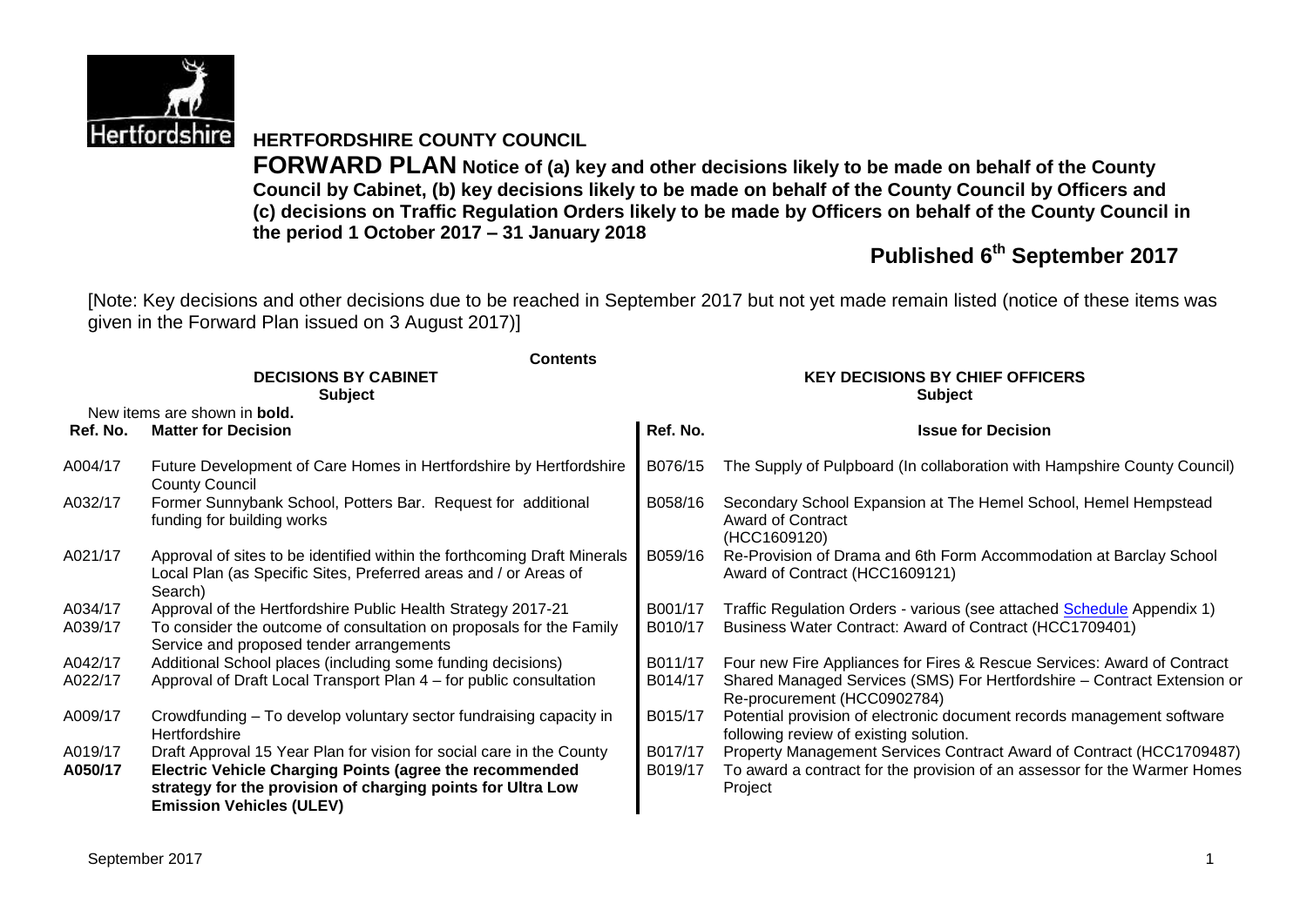# HERTFORDSHIRE COUNTY COUNCIL

**FORWARD PLAN Notice of (a) key and other decisions likely to be made on behalf of the County Council by Cabinet, (b) key decisions likely to be made on behalf of the County Council by Officers and (c) decisions on Traffic Regulation Orders likely to be made by Officers on behalf of the County Council in the period 1 October 2017 – 31 January 2018**

## Published 6th September 2017

[Note: Key decisions and other decisions due to be reached in September 2017 but not yet made remain listed (notice of these items was given in the Forward Plan issued on 3 August 2017)]

**Contents**

| DECISIONS BY CABINET | | KEY DECISIONS BY CHIEF OFFICERS | |
|---|---|---|---|
| **Subject** | | **Subject** | |
| New items are shown in **bold.** | | | |
| **Ref. No.** | **Matter for Decision** | **Ref. No.** | **Issue for Decision** |
| A004/17 | Future Development of Care Homes in Hertfordshire by Hertfordshire County Council | B076/15 | The Supply of Pulpboard (In collaboration with Hampshire County Council) |
| A032/17 | Former Sunnybank School, Potters Bar. Request for additional funding for building works | B058/16 | Secondary School Expansion at The Hemel School, Hemel Hempstead Award of Contract (HCC1609120) |
| A021/17 | Approval of sites to be identified within the forthcoming Draft Minerals Local Plan (as Specific Sites, Preferred areas and / or Areas of Search) | B059/16 | Re-Provision of Drama and 6th Form Accommodation at Barclay School Award of Contract (HCC1609121) |
| A034/17 | Approval of the Hertfordshire Public Health Strategy 2017-21 | B001/17 | Traffic Regulation Orders - various (see attached Schedule Appendix 1) |
| A039/17 | To consider the outcome of consultation on proposals for the Family Service and proposed tender arrangements | B010/17 | Business Water Contract: Award of Contract (HCC1709401) |
| A042/17 | Additional School places (including some funding decisions) | B011/17 | Four new Fire Appliances for Fires & Rescue Services: Award of Contract |
| A022/17 | Approval of Draft Local Transport Plan 4 – for public consultation | B014/17 | Shared Managed Services (SMS) For Hertfordshire – Contract Extension or Re-procurement (HCC0902784) |
| A009/17 | Crowdfunding – To develop voluntary sector fundraising capacity in Hertfordshire | B015/17 | Potential provision of electronic document records management software following review of existing solution. |
| A019/17 | Draft Approval 15 Year Plan for vision for social care in the County | B017/17 | Property Management Services Contract Award of Contract (HCC1709487) |
| **A050/17** | **Electric Vehicle Charging Points (agree the recommended strategy for the provision of charging points for Ultra Low Emission Vehicles (ULEV)** | B019/17 | To award a contract for the provision of an assessor for the Warmer Homes Project |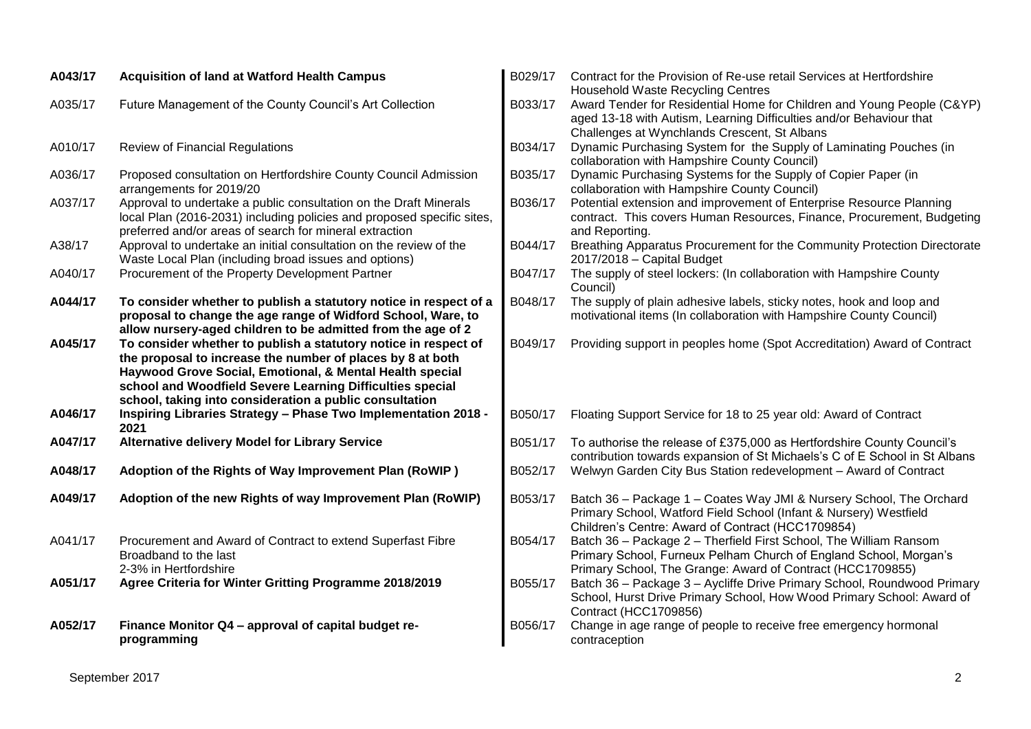| | |
|---|---|
| **A043/17** | **Acquisition of land at Watford Health Campus** |
| A035/17 | Future Management of the County Council's Art Collection |
| A010/17 | Review of Financial Regulations |
| A036/17 | Proposed consultation on Hertfordshire County Council Admission arrangements for 2019/20 |
| A037/17 | Approval to undertake a public consultation on the Draft Minerals local Plan (2016-2031) including policies and proposed specific sites, preferred and/or areas of search for mineral extraction |
| A38/17 | Approval to undertake an initial consultation on the review of the Waste Local Plan (including broad issues and options) |
| A040/17 | Procurement of the Property Development Partner |
| **A044/17** | **To consider whether to publish a statutory notice in respect of a proposal to change the age range of Widford School, Ware, to allow nursery-aged children to be admitted from the age of 2** |
| **A045/17** | **To consider whether to publish a statutory notice in respect of the proposal to increase the number of places by 8 at both Haywood Grove Social, Emotional, & Mental Health special school and Woodfield Severe Learning Difficulties special school, taking into consideration a public consultation** |
| **A046/17** | **Inspiring Libraries Strategy – Phase Two Implementation 2018 - 2021** |
| **A047/17** | **Alternative delivery Model for Library Service** |
| **A048/17** | **Adoption of the Rights of Way Improvement Plan (RoWIP )** |
| **A049/17** | **Adoption of the new Rights of way Improvement Plan (RoWIP)** |
| A041/17 | Procurement and Award of Contract to extend Superfast Fibre Broadband to the last 2-3% in Hertfordshire |
| **A051/17** | **Agree Criteria for Winter Gritting Programme 2018/2019** |
| **A052/17** | **Finance Monitor Q4 – approval of capital budget re-programming** |

| | |
|---|---|
| B029/17 | Contract for the Provision of Re-use retail Services at Hertfordshire Household Waste Recycling Centres |
| B033/17 | Award Tender for Residential Home for Children and Young People (C&YP) aged 13-18 with Autism, Learning Difficulties and/or Behaviour that Challenges at Wynchlands Crescent, St Albans |
| B034/17 | Dynamic Purchasing System for the Supply of Laminating Pouches (in collaboration with Hampshire County Council) |
| B035/17 | Dynamic Purchasing Systems for the Supply of Copier Paper (in collaboration with Hampshire County Council) |
| B036/17 | Potential extension and improvement of Enterprise Resource Planning contract. This covers Human Resources, Finance, Procurement, Budgeting and Reporting. |
| B044/17 | Breathing Apparatus Procurement for the Community Protection Directorate 2017/2018 – Capital Budget |
| B047/17 | The supply of steel lockers: (In collaboration with Hampshire County Council) |
| B048/17 | The supply of plain adhesive labels, sticky notes, hook and loop and motivational items (In collaboration with Hampshire County Council) |
| B049/17 | Providing support in peoples home (Spot Accreditation) Award of Contract |
| B050/17 | Floating Support Service for 18 to 25 year old: Award of Contract |
| B051/17 | To authorise the release of £375,000 as Hertfordshire County Council's contribution towards expansion of St Michaels's C of E School in St Albans |
| B052/17 | Welwyn Garden City Bus Station redevelopment – Award of Contract |
| B053/17 | Batch 36 – Package 1 – Coates Way JMI & Nursery School, The Orchard Primary School, Watford Field School (Infant & Nursery) Westfield Children's Centre: Award of Contract (HCC1709854) |
| B054/17 | Batch 36 – Package 2 – Therfield First School, The William Ransom Primary School, Furneux Pelham Church of England School, Morgan's Primary School, The Grange: Award of Contract (HCC1709855) |
| B055/17 | Batch 36 – Package 3 – Aycliffe Drive Primary School, Roundwood Primary School, Hurst Drive Primary School, How Wood Primary School: Award of Contract (HCC1709856) |
| B056/17 | Change in age range of people to receive free emergency hormonal contraception |

September 2017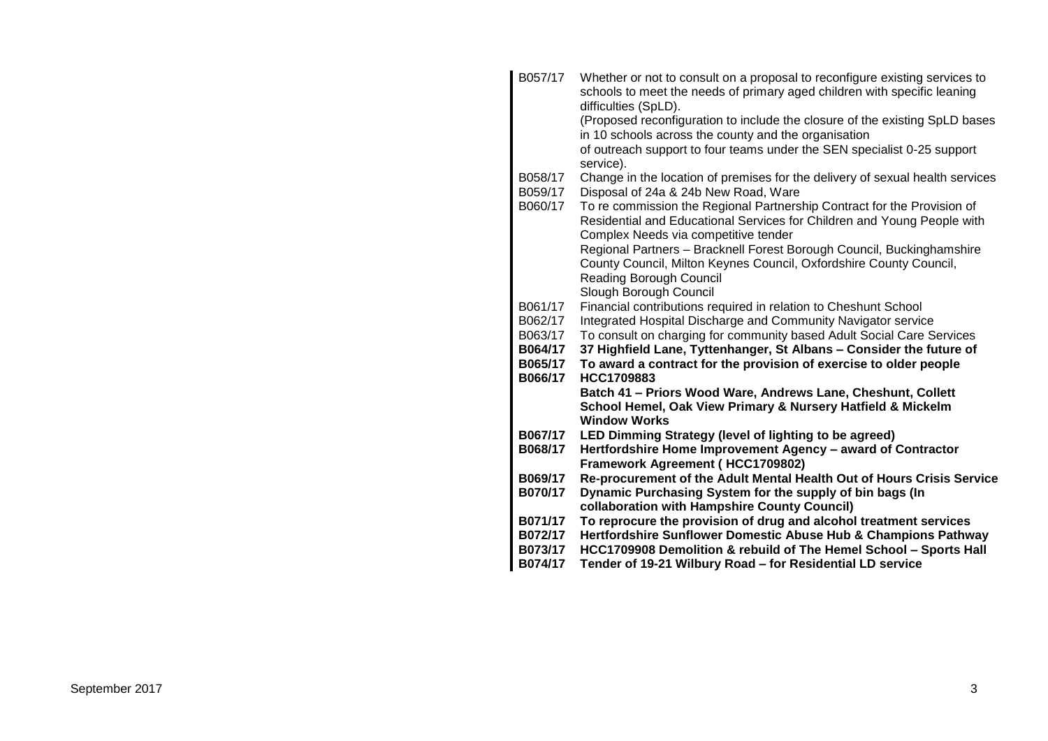| | |
|---|---|
| B057/17 | Whether or not to consult on a proposal to reconfigure existing services to schools to meet the needs of primary aged children with specific leaning difficulties (SpLD). (Proposed reconfiguration to include the closure of the existing SpLD bases in 10 schools across the county and the organisation of outreach support to four teams under the SEN specialist 0-25 support service). |
| B058/17 | Change in the location of premises for the delivery of sexual health services |
| B059/17 | Disposal of 24a & 24b New Road, Ware |
| B060/17 | To re commission the Regional Partnership Contract for the Provision of Residential and Educational Services for Children and Young People with Complex Needs via competitive tender Regional Partners – Bracknell Forest Borough Council, Buckinghamshire County Council, Milton Keynes Council, Oxfordshire County Council, Reading Borough Council Slough Borough Council |
| B061/17 | Financial contributions required in relation to Cheshunt School |
| B062/17 | Integrated Hospital Discharge and Community Navigator service |
| B063/17 | To consult on charging for community based Adult Social Care Services |
| **B064/17** | **37 Highfield Lane, Tyttenhanger, St Albans – Consider the future of** |
| **B065/17** | **To award a contract for the provision of exercise to older people** |
| **B066/17** | **HCC1709883 Batch 41 – Priors Wood Ware, Andrews Lane, Cheshunt, Collett School Hemel, Oak View Primary & Nursery Hatfield & Mickelm Window Works** |
| **B067/17** | **LED Dimming Strategy (level of lighting to be agreed)** |
| **B068/17** | **Hertfordshire Home Improvement Agency – award of Contractor Framework Agreement ( HCC1709802)** |
| **B069/17** | **Re-procurement of the Adult Mental Health Out of Hours Crisis Service** |
| **B070/17** | **Dynamic Purchasing System for the supply of bin bags (In collaboration with Hampshire County Council)** |
| **B071/17** | **To reprocure the provision of drug and alcohol treatment services** |
| **B072/17** | **Hertfordshire Sunflower Domestic Abuse Hub & Champions Pathway** |
| **B073/17** | **HCC1709908 Demolition & rebuild of The Hemel School – Sports Hall** |
| **B074/17** | **Tender of 19-21 Wilbury Road – for Residential LD service** |

September 2017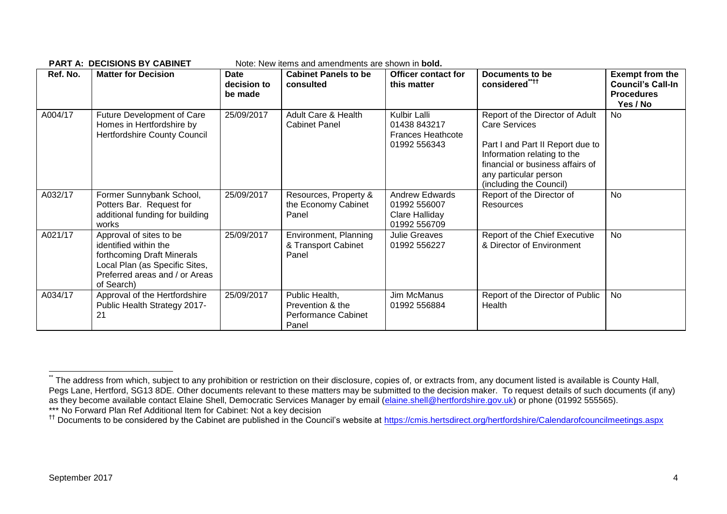**PART A: DECISIONS BY CABINET** Note: New items and amendments are shown in **bold.**

| Ref. No. | Matter for Decision | Date decision to be made | Cabinet Panels to be consulted | Officer contact for this matter | Documents to be considered[\*\*††] | Exempt from the Council's Call-In Procedures Yes / No |
|---|---|---|---|---|---|---|
| A004/17 | Future Development of Care Homes in Hertfordshire by Hertfordshire County Council | 25/09/2017 | Adult Care & Health Cabinet Panel | Kulbir Lalli 01438 843217 Frances Heathcote 01992 556343 | Report of the Director of Adult Care Services<br><br>Part I and Part II Report due to Information relating to the financial or business affairs of any particular person (including the Council) | No |
| A032/17 | Former Sunnybank School, Potters Bar. Request for additional funding for building works | 25/09/2017 | Resources, Property & the Economy Cabinet Panel | Andrew Edwards 01992 556007 Clare Halliday 01992 556709 | Report of the Director of Resources | No |
| A021/17 | Approval of sites to be identified within the forthcoming Draft Minerals Local Plan (as Specific Sites, Preferred areas and / or Areas of Search) | 25/09/2017 | Environment, Planning & Transport Cabinet Panel | Julie Greaves 01992 556227 | Report of the Chief Executive & Director of Environment | No |
| A034/17 | Approval of the Hertfordshire Public Health Strategy 2017-21 | 25/09/2017 | Public Health, Prevention & the Performance Cabinet Panel | Jim McManus 01992 556884 | Report of the Director of Public Health | No |

---

[\*\*] The address from which, subject to any prohibition or restriction on their disclosure, copies of, or extracts from, any document listed is available is County Hall, Pegs Lane, Hertford, SG13 8DE. Other documents relevant to these matters may be submitted to the decision maker. To request details of such documents (if any) as they become available contact Elaine Shell, Democratic Services Manager by email (elaine.shell@hertfordshire.gov.uk) or phone (01992 555565).

\*\*\* No Forward Plan Ref Additional Item for Cabinet: Not a key decision

[††] Documents to be considered by the Cabinet are published in the Council's website at https://cmis.hertsdirect.org/hertfordshire/Calendarofcouncilmeetings.aspx

September 2017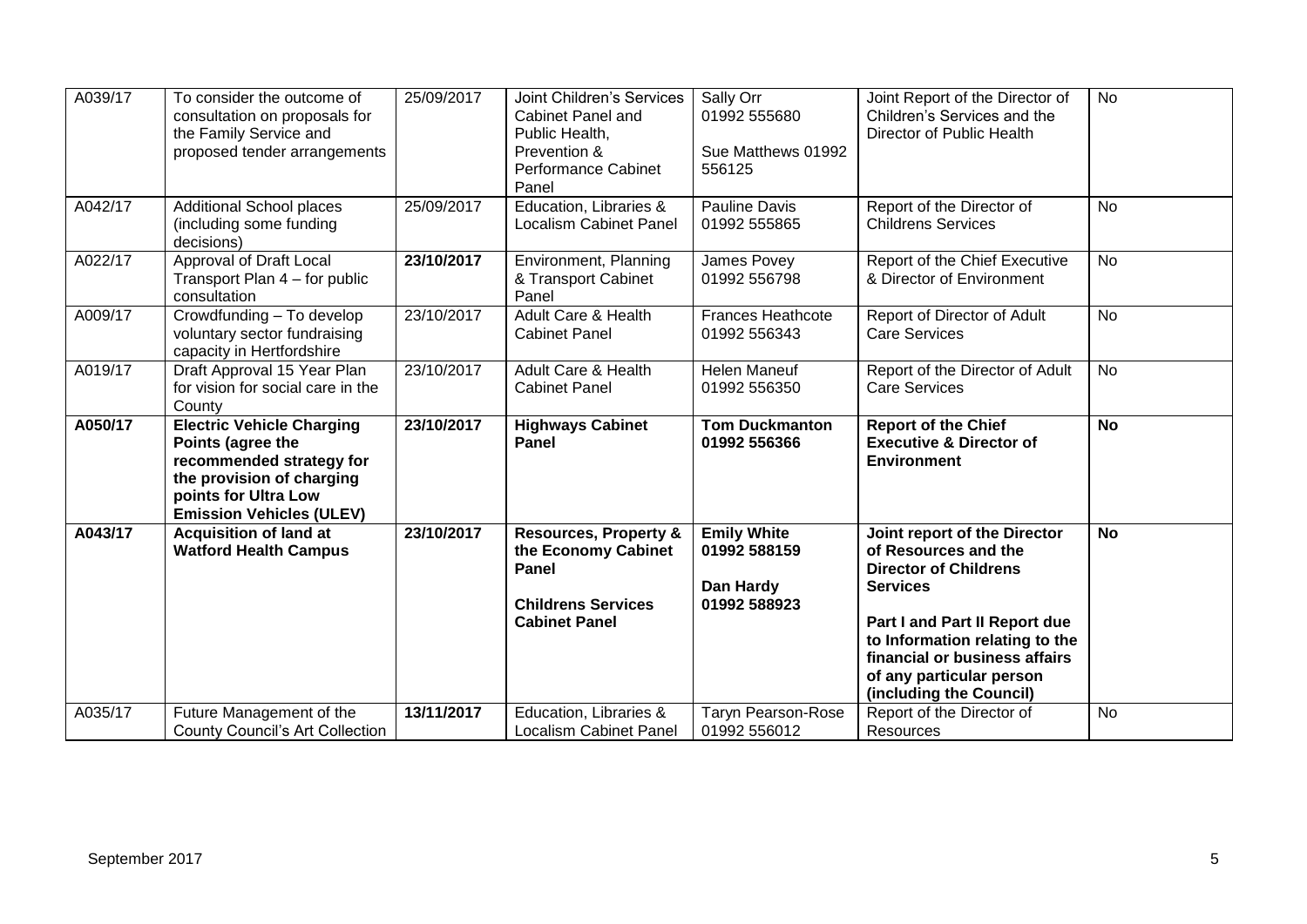| | | | | | | |
|---|---|---|---|---|---|---|
| A039/17 | To consider the outcome of consultation on proposals for the Family Service and proposed tender arrangements | 25/09/2017 | Joint Children's Services Cabinet Panel and Public Health, Prevention & Performance Cabinet Panel | Sally Orr 01992 555680<br><br>Sue Matthews 01992 556125 | Joint Report of the Director of Children's Services and the Director of Public Health | No |
| A042/17 | Additional School places (including some funding decisions) | 25/09/2017 | Education, Libraries & Localism Cabinet Panel | Pauline Davis 01992 555865 | Report of the Director of Childrens Services | No |
| A022/17 | Approval of Draft Local Transport Plan 4 – for public consultation | **23/10/2017** | Environment, Planning & Transport Cabinet Panel | James Povey 01992 556798 | Report of the Chief Executive & Director of Environment | No |
| A009/17 | Crowdfunding – To develop voluntary sector fundraising capacity in Hertfordshire | 23/10/2017 | Adult Care & Health Cabinet Panel | Frances Heathcote 01992 556343 | Report of Director of Adult Care Services | No |
| A019/17 | Draft Approval 15 Year Plan for vision for social care in the County | 23/10/2017 | Adult Care & Health Cabinet Panel | Helen Maneuf 01992 556350 | Report of the Director of Adult Care Services | No |
| **A050/17** | **Electric Vehicle Charging Points (agree the recommended strategy for the provision of charging points for Ultra Low Emission Vehicles (ULEV)** | **23/10/2017** | **Highways Cabinet Panel** | **Tom Duckmanton 01992 556366** | **Report of the Chief Executive & Director of Environment** | **No** |
| **A043/17** | **Acquisition of land at Watford Health Campus** | **23/10/2017** | **Resources, Property & the Economy Cabinet Panel**<br><br>**Childrens Services Cabinet Panel** | **Emily White 01992 588159**<br><br>**Dan Hardy 01992 588923** | **Joint report of the Director of Resources and the Director of Childrens Services**<br><br>**Part I and Part II Report due to Information relating to the financial or business affairs of any particular person (including the Council)** | **No** |
| A035/17 | Future Management of the County Council's Art Collection | **13/11/2017** | Education, Libraries & Localism Cabinet Panel | Taryn Pearson-Rose 01992 556012 | Report of the Director of Resources | No |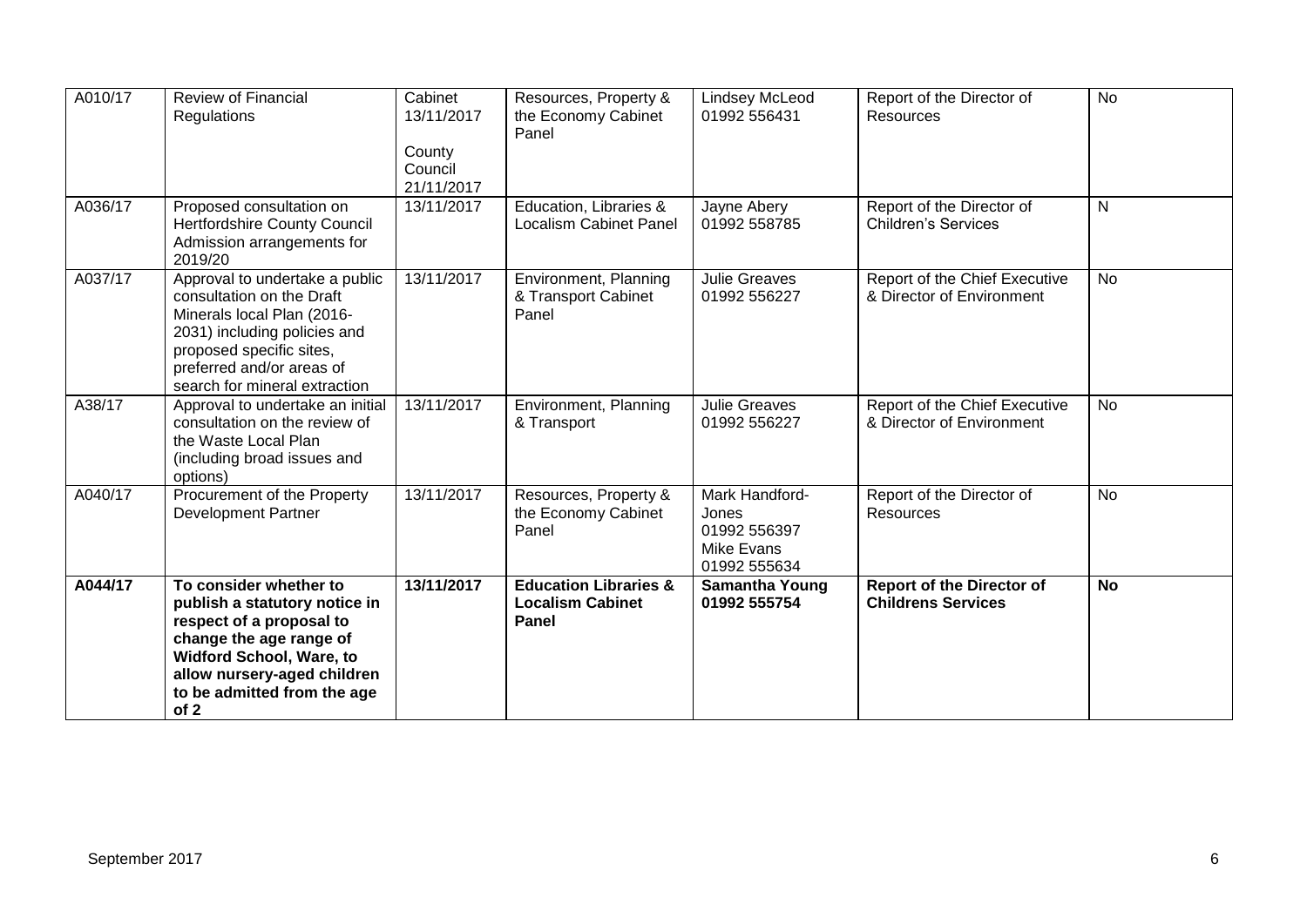| | | | | | | |
|---|---|---|---|---|---|---|
| A010/17 | Review of Financial Regulations | Cabinet 13/11/2017<br><br>County Council 21/11/2017 | Resources, Property & the Economy Cabinet Panel | Lindsey McLeod 01992 556431 | Report of the Director of Resources | No |
| A036/17 | Proposed consultation on Hertfordshire County Council Admission arrangements for 2019/20 | 13/11/2017 | Education, Libraries & Localism Cabinet Panel | Jayne Abery 01992 558785 | Report of the Director of Children's Services | N |
| A037/17 | Approval to undertake a public consultation on the Draft Minerals local Plan (2016-2031) including policies and proposed specific sites, preferred and/or areas of search for mineral extraction | 13/11/2017 | Environment, Planning & Transport Cabinet Panel | Julie Greaves 01992 556227 | Report of the Chief Executive & Director of Environment | No |
| A38/17 | Approval to undertake an initial consultation on the review of the Waste Local Plan (including broad issues and options) | 13/11/2017 | Environment, Planning & Transport | Julie Greaves 01992 556227 | Report of the Chief Executive & Director of Environment | No |
| A040/17 | Procurement of the Property Development Partner | 13/11/2017 | Resources, Property & the Economy Cabinet Panel | Mark Handford-Jones 01992 556397<br>Mike Evans 01992 555634 | Report of the Director of Resources | No |
| **A044/17** | **To consider whether to publish a statutory notice in respect of a proposal to change the age range of Widford School, Ware, to allow nursery-aged children to be admitted from the age of 2** | **13/11/2017** | **Education Libraries & Localism Cabinet Panel** | **Samantha Young 01992 555754** | **Report of the Director of Childrens Services** | **No** |

September 2017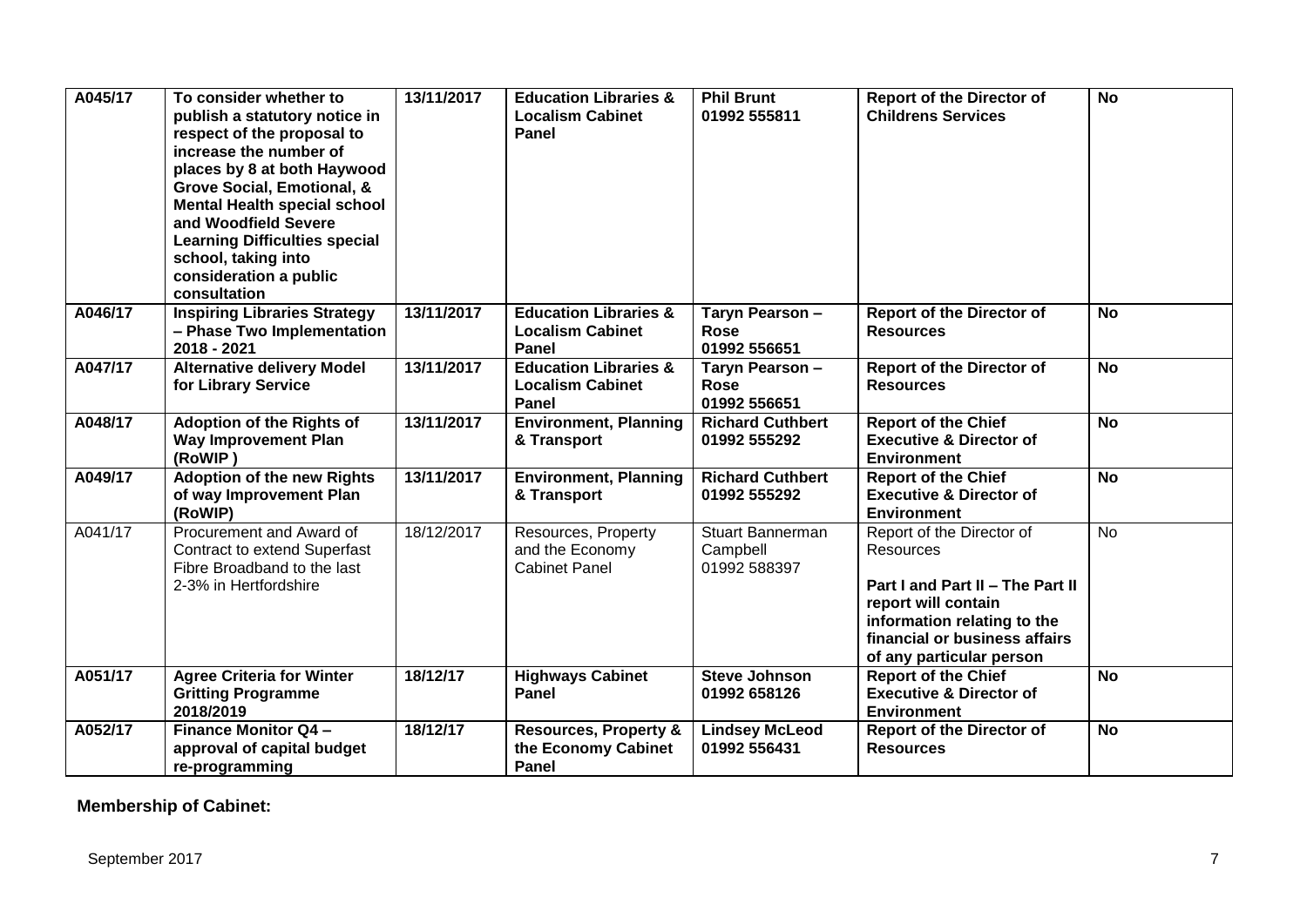| A045/17 | **To consider whether to publish a statutory notice in respect of the proposal to increase the number of places by 8 at both Haywood Grove Social, Emotional, & Mental Health special school and Woodfield Severe Learning Difficulties special school, taking into consideration a public consultation** | 13/11/2017 | **Education Libraries & Localism Cabinet Panel** | **Phil Brunt 01992 555811** | **Report of the Director of Childrens Services** | **No** |
|---|---|---|---|---|---|---|
| A046/17 | **Inspiring Libraries Strategy – Phase Two Implementation 2018 - 2021** | 13/11/2017 | **Education Libraries & Localism Cabinet Panel** | **Taryn Pearson – Rose 01992 556651** | **Report of the Director of Resources** | **No** |
| A047/17 | **Alternative delivery Model for Library Service** | 13/11/2017 | **Education Libraries & Localism Cabinet Panel** | **Taryn Pearson – Rose 01992 556651** | **Report of the Director of Resources** | **No** |
| A048/17 | **Adoption of the Rights of Way Improvement Plan (RoWIP )** | 13/11/2017 | **Environment, Planning & Transport** | **Richard Cuthbert 01992 555292** | **Report of the Chief Executive & Director of Environment** | **No** |
| A049/17 | **Adoption of the new Rights of way Improvement Plan (RoWIP)** | 13/11/2017 | **Environment, Planning & Transport** | **Richard Cuthbert 01992 555292** | **Report of the Chief Executive & Director of Environment** | **No** |
| A041/17 | Procurement and Award of Contract to extend Superfast Fibre Broadband to the last 2-3% in Hertfordshire | 18/12/2017 | Resources, Property and the Economy Cabinet Panel | Stuart Bannerman Campbell 01992 588397 | Report of the Director of Resources<br><br>**Part I and Part II – The Part II report will contain information relating to the financial or business affairs of any particular person** | No |
| A051/17 | **Agree Criteria for Winter Gritting Programme 2018/2019** | 18/12/17 | **Highways Cabinet Panel** | **Steve Johnson 01992 658126** | **Report of the Chief Executive & Director of Environment** | **No** |
| A052/17 | **Finance Monitor Q4 – approval of capital budget re-programming** | 18/12/17 | **Resources, Property & the Economy Cabinet Panel** | **Lindsey McLeod 01992 556431** | **Report of the Director of Resources** | **No** |

**Membership of Cabinet:**

September 2017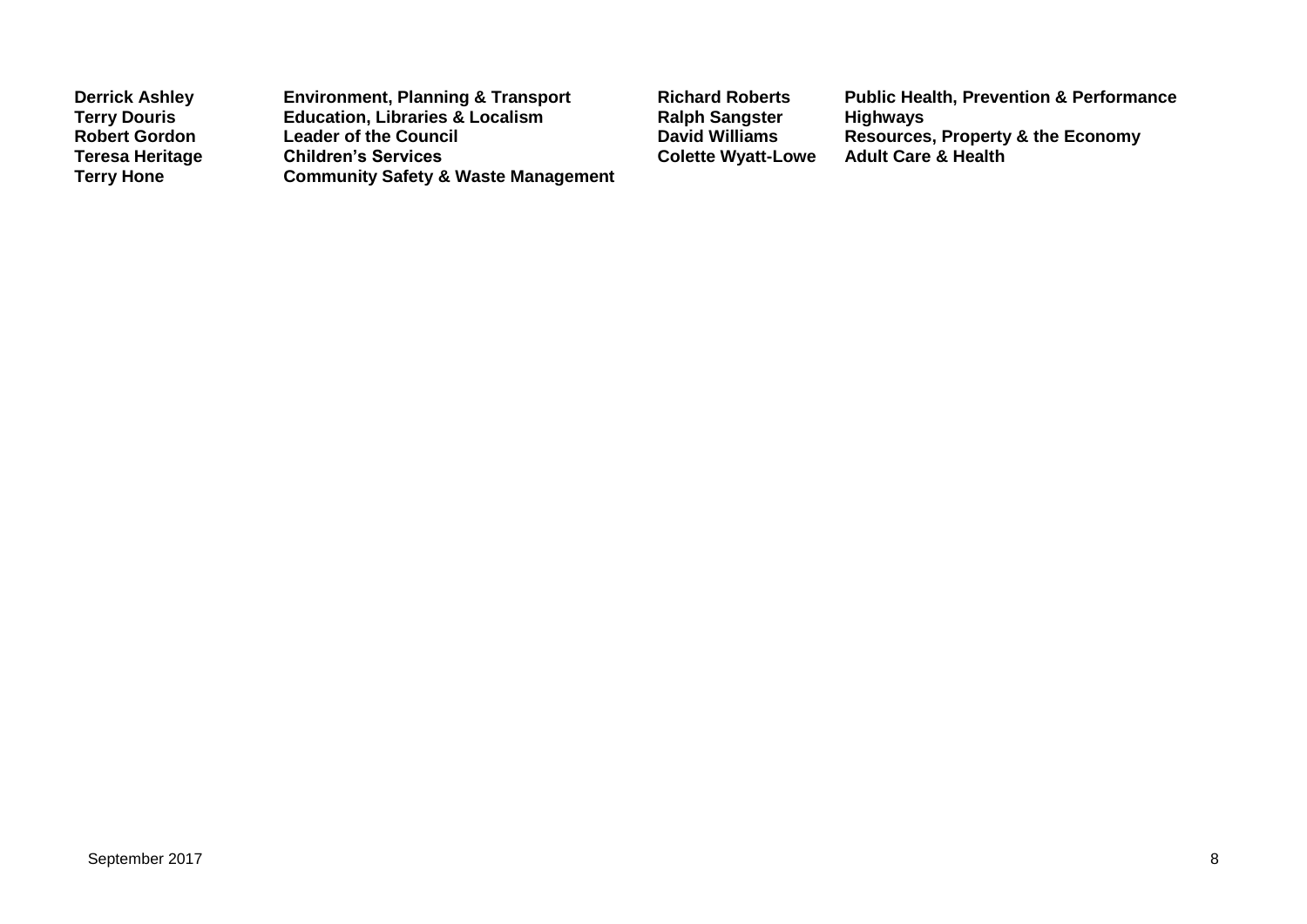| | | | |
|---|---|---|---|
| **Derrick Ashley** | **Environment, Planning & Transport** | **Richard Roberts** | **Public Health, Prevention & Performance** |
| **Terry Douris** | **Education, Libraries & Localism** | **Ralph Sangster** | **Highways** |
| **Robert Gordon** | **Leader of the Council** | **David Williams** | **Resources, Property & the Economy** |
| **Teresa Heritage** | **Children's Services** | **Colette Wyatt-Lowe** | **Adult Care & Health** |
| **Terry Hone** | **Community Safety & Waste Management** | | |

September 2017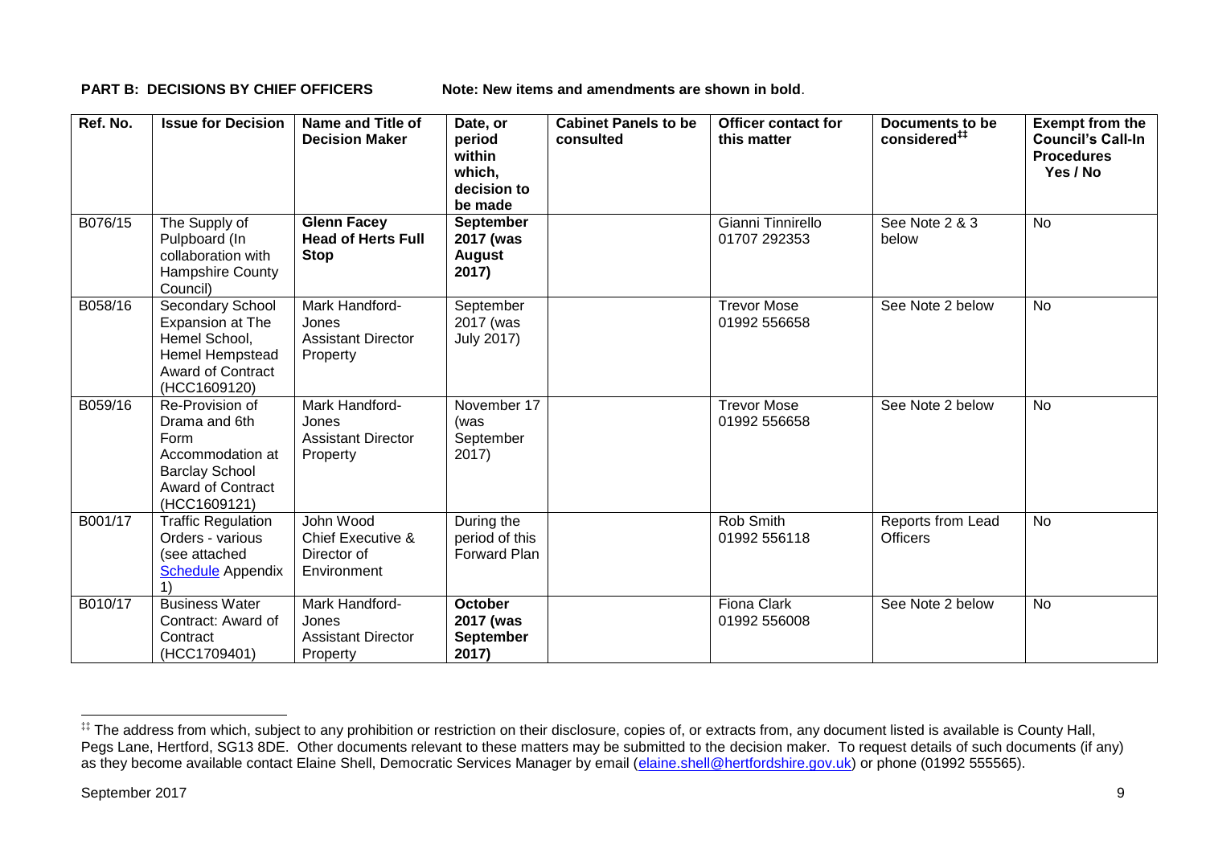**PART B: DECISIONS BY CHIEF OFFICERS** Note: New items and amendments are shown in **bold**.

| Ref. No. | Issue for Decision | Name and Title of Decision Maker | Date, or period within which, decision to be made | Cabinet Panels to be consulted | Officer contact for this matter | Documents to be considered[‡‡] | Exempt from the Council's Call-In Procedures Yes / No |
|---|---|---|---|---|---|---|---|
| B076/15 | The Supply of Pulpboard (In collaboration with Hampshire County Council) | **Glenn Facey Head of Herts Full Stop** | **September 2017 (was August 2017)** | | Gianni Tinnirello 01707 292353 | See Note 2 & 3 below | No |
| B058/16 | Secondary School Expansion at The Hemel School, Hemel Hempstead Award of Contract (HCC1609120) | Mark Handford-Jones Assistant Director Property | September 2017 (was July 2017) | | Trevor Mose 01992 556658 | See Note 2 below | No |
| B059/16 | Re-Provision of Drama and 6th Form Accommodation at Barclay School Award of Contract (HCC1609121) | Mark Handford-Jones Assistant Director Property | November 17 (was September 2017) | | Trevor Mose 01992 556658 | See Note 2 below | No |
| B001/17 | Traffic Regulation Orders - various (see attached Schedule Appendix 1) | John Wood Chief Executive & Director of Environment | During the period of this Forward Plan | | Rob Smith 01992 556118 | Reports from Lead Officers | No |
| B010/17 | Business Water Contract: Award of Contract (HCC1709401) | Mark Handford-Jones Assistant Director Property | **October 2017 (was September 2017)** | | Fiona Clark 01992 556008 | See Note 2 below | No |

[‡‡] The address from which, subject to any prohibition or restriction on their disclosure, copies of, or extracts from, any document listed is available is County Hall, Pegs Lane, Hertford, SG13 8DE. Other documents relevant to these matters may be submitted to the decision maker. To request details of such documents (if any) as they become available contact Elaine Shell, Democratic Services Manager by email (elaine.shell@hertfordshire.gov.uk) or phone (01992 555565).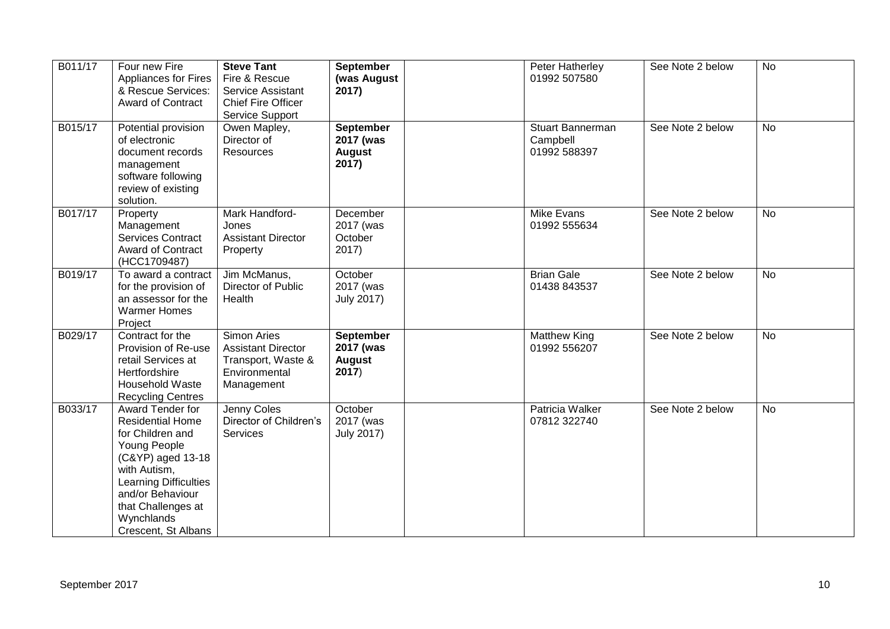| B011/17 | Four new Fire Appliances for Fires & Rescue Services: Award of Contract | **Steve Tant** Fire & Rescue Service Assistant Chief Fire Officer Service Support | **September (was August 2017)** | | Peter Hatherley 01992 507580 | See Note 2 below | No |
|---|---|---|---|---|---|---|---|
| B015/17 | Potential provision of electronic document records management software following review of existing solution. | Owen Mapley, Director of Resources | **September 2017 (was August 2017)** | | Stuart Bannerman Campbell 01992 588397 | See Note 2 below | No |
| B017/17 | Property Management Services Contract Award of Contract (HCC1709487) | Mark Handford-Jones Assistant Director Property | December 2017 (was October 2017) | | Mike Evans 01992 555634 | See Note 2 below | No |
| B019/17 | To award a contract for the provision of an assessor for the Warmer Homes Project | Jim McManus, Director of Public Health | October 2017 (was July 2017) | | Brian Gale 01438 843537 | See Note 2 below | No |
| B029/17 | Contract for the Provision of Re-use retail Services at Hertfordshire Household Waste Recycling Centres | Simon Aries Assistant Director Transport, Waste & Environmental Management | **September 2017 (was August 2017**) | | Matthew King 01992 556207 | See Note 2 below | No |
| B033/17 | Award Tender for Residential Home for Children and Young People (C&YP) aged 13-18 with Autism, Learning Difficulties and/or Behaviour that Challenges at Wynchlands Crescent, St Albans | Jenny Coles Director of Children's Services | October 2017 (was July 2017) | | Patricia Walker 07812 322740 | See Note 2 below | No |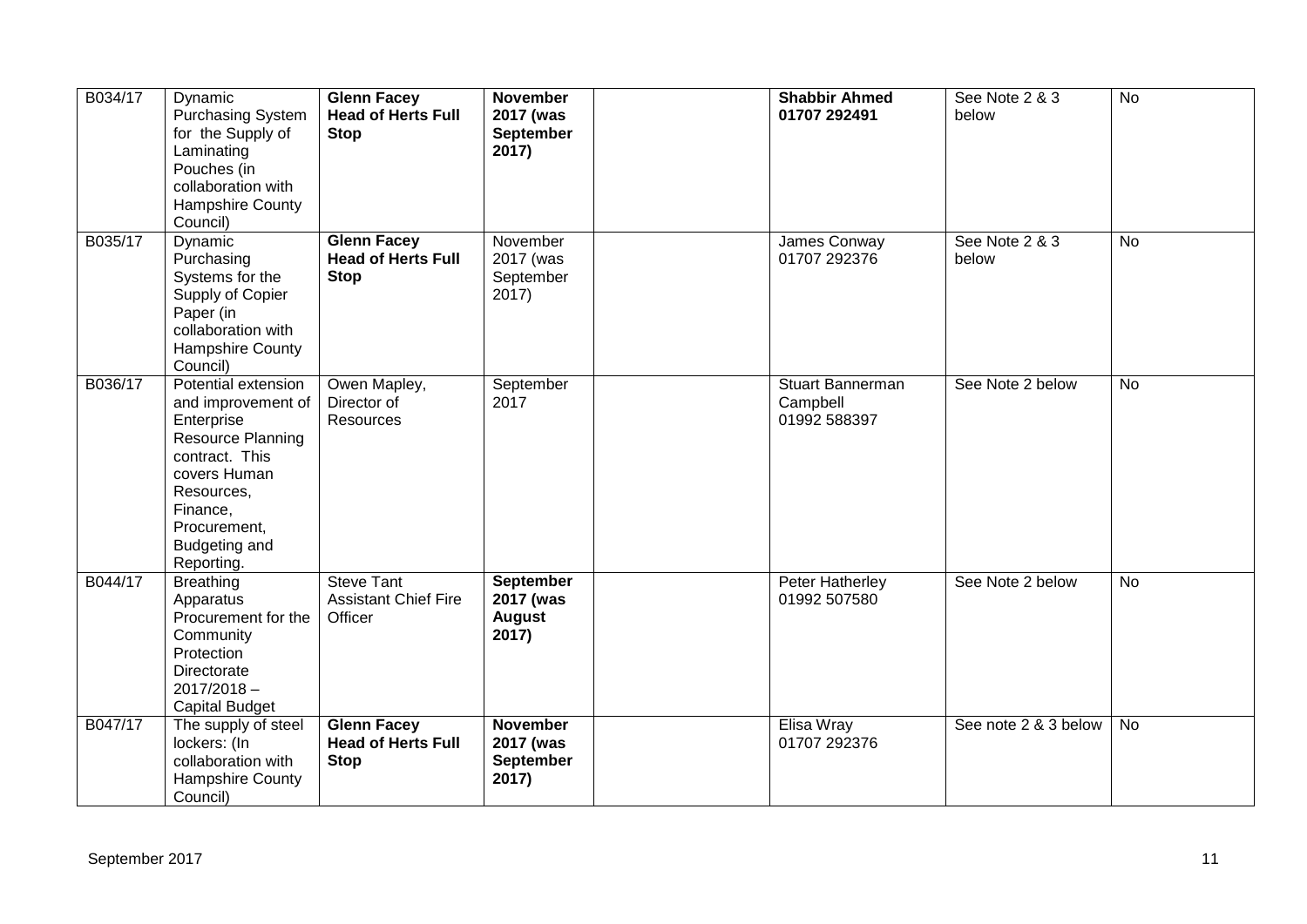| | | | | | | | |
|---|---|---|---|---|---|---|---|
| B034/17 | Dynamic Purchasing System for the Supply of Laminating Pouches (in collaboration with Hampshire County Council) | **Glenn Facey Head of Herts Full Stop** | **November 2017 (was September 2017)** | | **Shabbir Ahmed 01707 292491** | See Note 2 & 3 below | No |
| B035/17 | Dynamic Purchasing Systems for the Supply of Copier Paper (in collaboration with Hampshire County Council) | **Glenn Facey Head of Herts Full Stop** | November 2017 (was September 2017) | | James Conway 01707 292376 | See Note 2 & 3 below | No |
| B036/17 | Potential extension and improvement of Enterprise Resource Planning contract. This covers Human Resources, Finance, Procurement, Budgeting and Reporting. | Owen Mapley, Director of Resources | September 2017 | | Stuart Bannerman Campbell 01992 588397 | See Note 2 below | No |
| B044/17 | Breathing Apparatus Procurement for the Community Protection Directorate 2017/2018 – Capital Budget | Steve Tant Assistant Chief Fire Officer | **September 2017 (was August 2017)** | | Peter Hatherley 01992 507580 | See Note 2 below | No |
| B047/17 | The supply of steel lockers: (In collaboration with Hampshire County Council) | **Glenn Facey Head of Herts Full Stop** | **November 2017 (was September 2017)** | | Elisa Wray 01707 292376 | See note 2 & 3 below | No |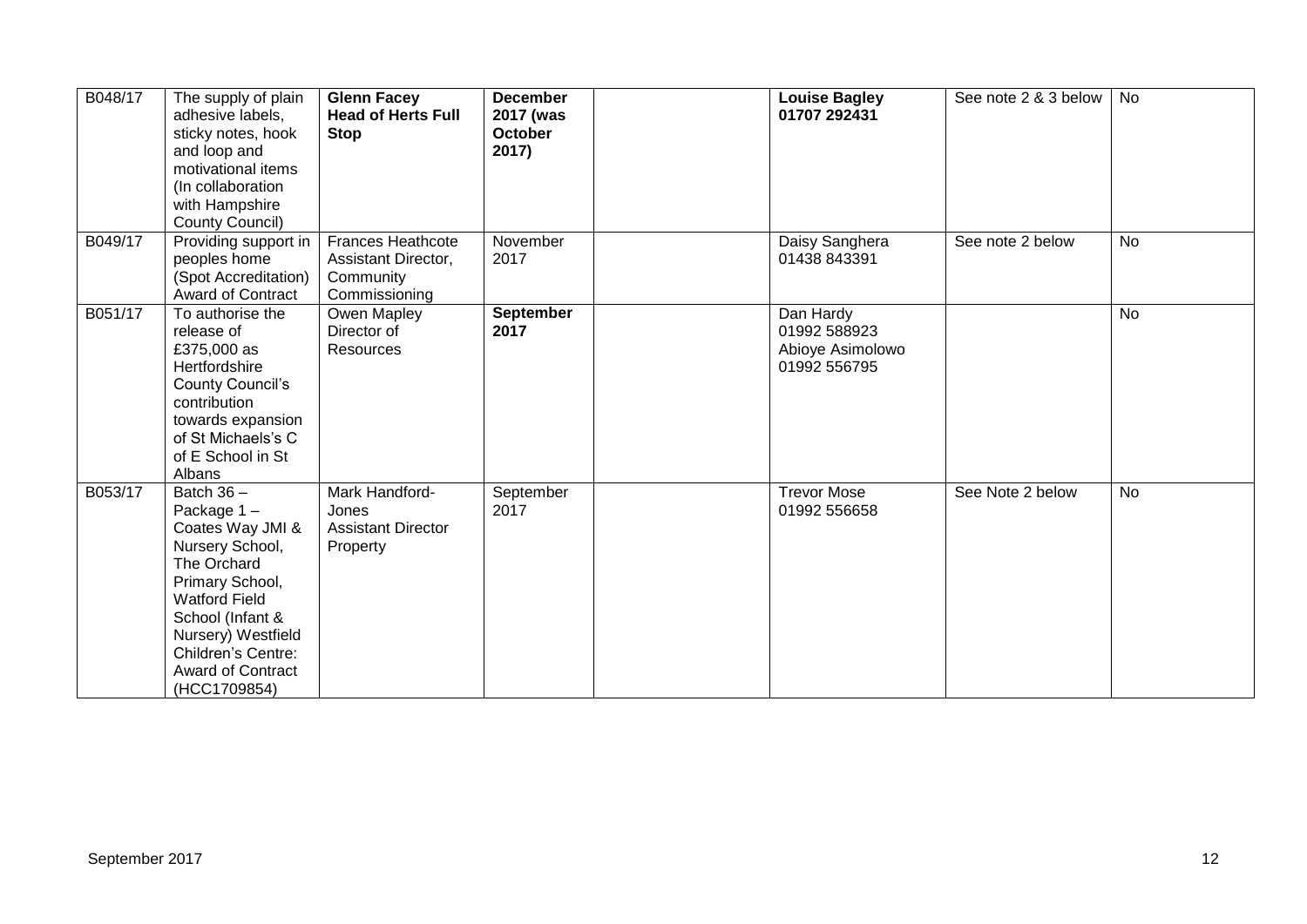| B048/17 | The supply of plain adhesive labels, sticky notes, hook and loop and motivational items (In collaboration with Hampshire County Council) | **Glenn Facey Head of Herts Full Stop** | **December 2017 (was October 2017)** | | **Louise Bagley 01707 292431** | See note 2 & 3 below | No |
|---|---|---|---|---|---|---|---|
| B049/17 | Providing support in peoples home (Spot Accreditation) Award of Contract | Frances Heathcote Assistant Director, Community Commissioning | November 2017 | | Daisy Sanghera 01438 843391 | See note 2 below | No |
| B051/17 | To authorise the release of £375,000 as Hertfordshire County Council's contribution towards expansion of St Michaels's C of E School in St Albans | Owen Mapley Director of Resources | **September 2017** | | Dan Hardy 01992 588923 Abioye Asimolowo 01992 556795 | | No |
| B053/17 | Batch 36 – Package 1 – Coates Way JMI & Nursery School, The Orchard Primary School, Watford Field School (Infant & Nursery) Westfield Children's Centre: Award of Contract (HCC1709854) | Mark Handford-Jones Assistant Director Property | September 2017 | | Trevor Mose 01992 556658 | See Note 2 below | No |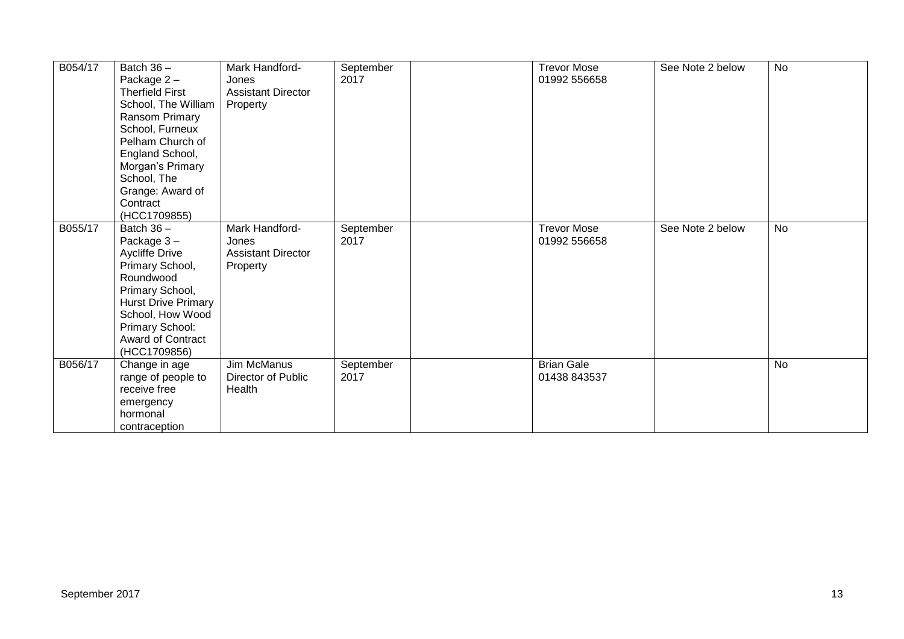| | | | | | | | |
|---|---|---|---|---|---|---|---|
| B054/17 | Batch 36 – Package 2 – Therfield First School, The William Ransom Primary School, Furneux Pelham Church of England School, Morgan's Primary School, The Grange: Award of Contract (HCC1709855) | Mark Handford-Jones Assistant Director Property | September 2017 | | Trevor Mose 01992 556658 | See Note 2 below | No |
| B055/17 | Batch 36 – Package 3 – Aycliffe Drive Primary School, Roundwood Primary School, Hurst Drive Primary School, How Wood Primary School: Award of Contract (HCC1709856) | Mark Handford-Jones Assistant Director Property | September 2017 | | Trevor Mose 01992 556658 | See Note 2 below | No |
| B056/17 | Change in age range of people to receive free emergency hormonal contraception | Jim McManus Director of Public Health | September 2017 | | Brian Gale 01438 843537 | | No |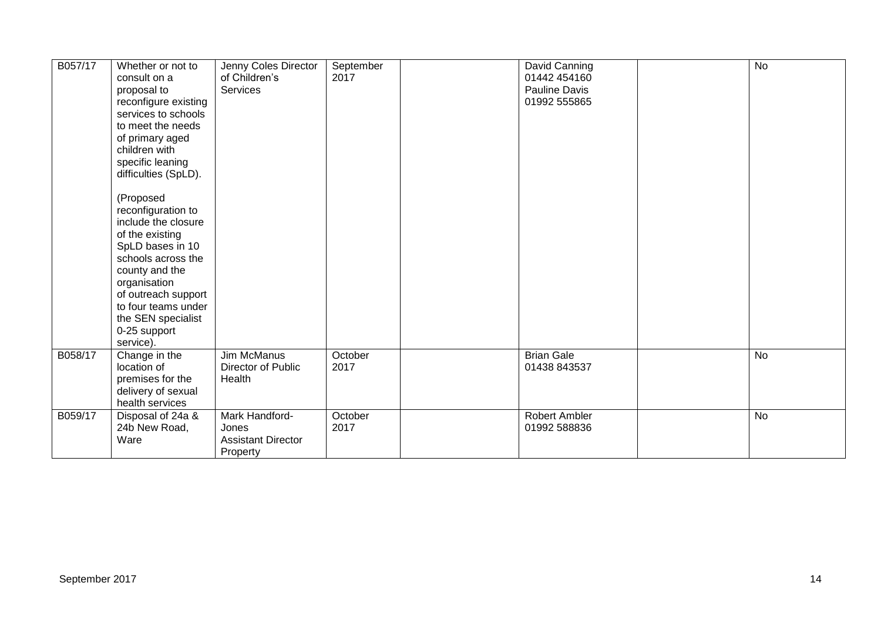| B057/17 | Whether or not to consult on a proposal to reconfigure existing services to schools to meet the needs of primary aged children with specific leaning difficulties (SpLD).<br><br>(Proposed reconfiguration to include the closure of the existing SpLD bases in 10 schools across the county and the organisation of outreach support to four teams under the SEN specialist 0-25 support service). | Jenny Coles Director of Children's Services | September 2017 | | David Canning 01442 454160 Pauline Davis 01992 555865 | | No |
|---|---|---|---|---|---|---|---|
| B058/17 | Change in the location of premises for the delivery of sexual health services | Jim McManus Director of Public Health | October 2017 | | Brian Gale 01438 843537 | | No |
| B059/17 | Disposal of 24a & 24b New Road, Ware | Mark Handford-Jones Assistant Director Property | October 2017 | | Robert Ambler 01992 588836 | | No |

September 2017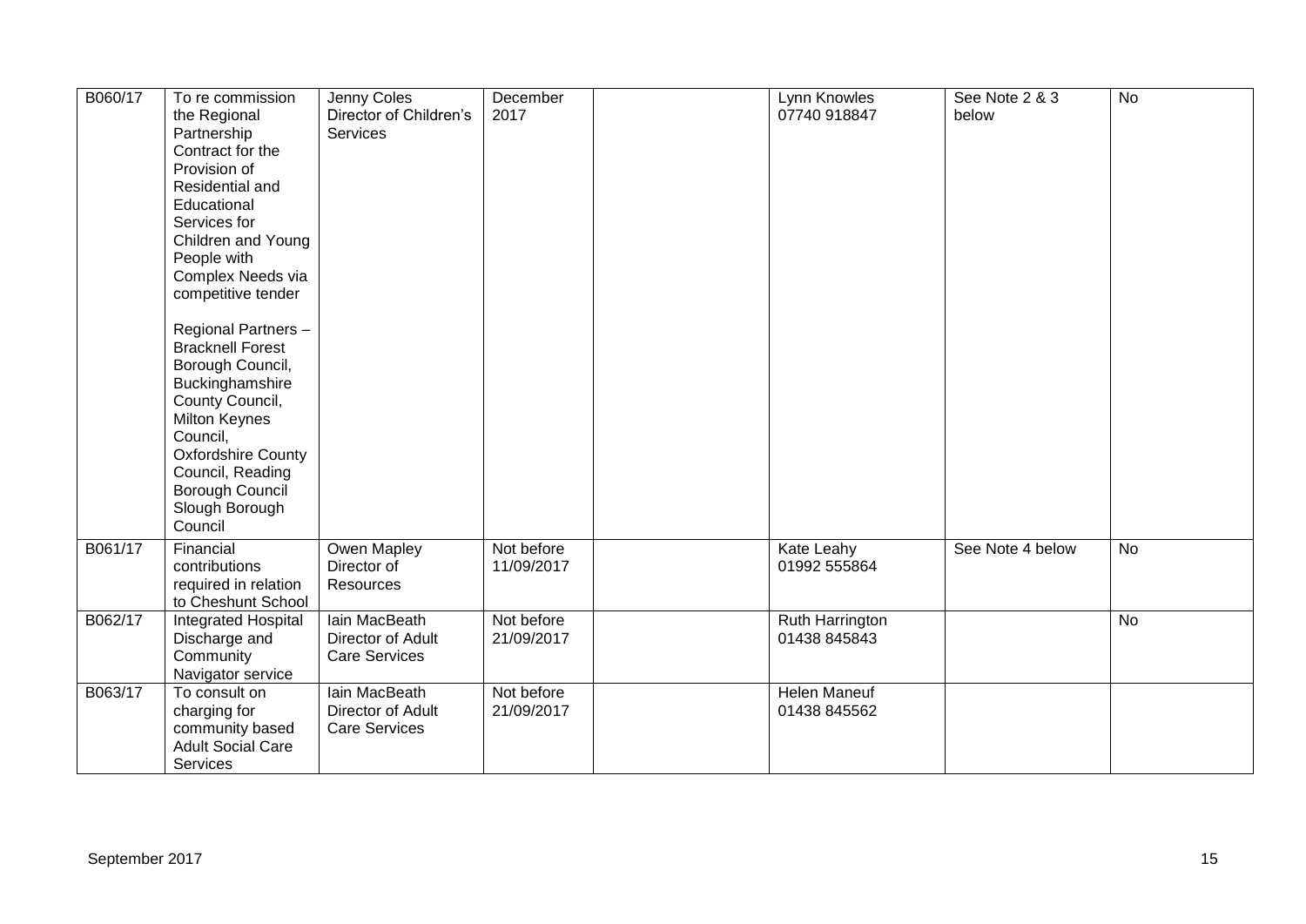| | | | | | | | |
|---|---|---|---|---|---|---|---|
| B060/17 | To re commission the Regional Partnership Contract for the Provision of Residential and Educational Services for Children and Young People with Complex Needs via competitive tender<br><br>Regional Partners – Bracknell Forest Borough Council, Buckinghamshire County Council, Milton Keynes Council, Oxfordshire County Council, Reading Borough Council Slough Borough Council | Jenny Coles Director of Children's Services | December 2017 | | Lynn Knowles 07740 918847 | See Note 2 & 3 below | No |
| B061/17 | Financial contributions required in relation to Cheshunt School | Owen Mapley Director of Resources | Not before 11/09/2017 | | Kate Leahy 01992 555864 | See Note 4 below | No |
| B062/17 | Integrated Hospital Discharge and Community Navigator service | Iain MacBeath Director of Adult Care Services | Not before 21/09/2017 | | Ruth Harrington 01438 845843 | | No |
| B063/17 | To consult on charging for community based Adult Social Care Services | Iain MacBeath Director of Adult Care Services | Not before 21/09/2017 | | Helen Maneuf 01438 845562 | | |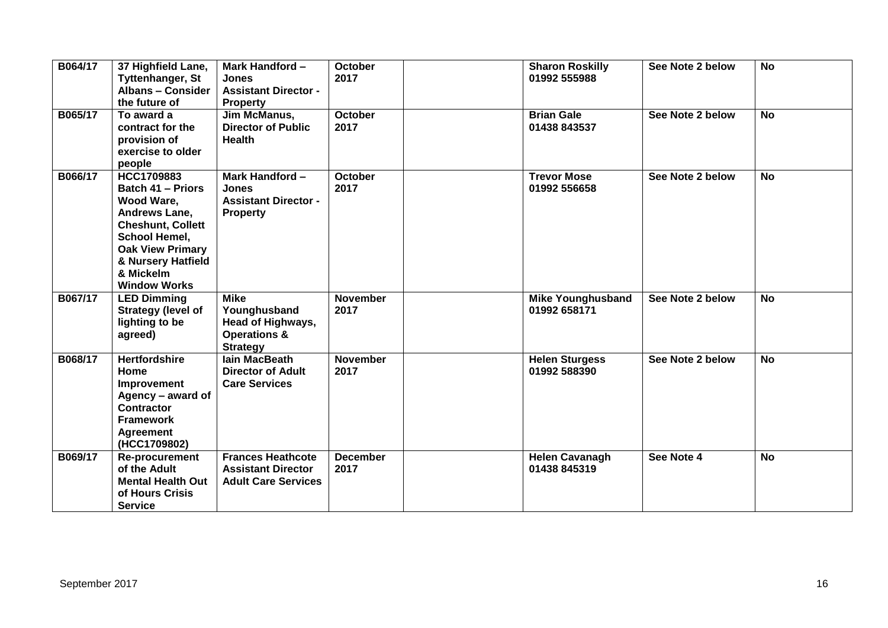| | | | | | | | |
|---|---|---|---|---|---|---|---|
| **B064/17** | **37 Highfield Lane, Tyttenhanger, St Albans – Consider the future of** | **Mark Handford – Jones Assistant Director - Property** | **October 2017** | | **Sharon Roskilly 01992 555988** | **See Note 2 below** | **No** |
| **B065/17** | **To award a contract for the provision of exercise to older people** | **Jim McManus, Director of Public Health** | **October 2017** | | **Brian Gale 01438 843537** | **See Note 2 below** | **No** |
| **B066/17** | **HCC1709883 Batch 41 – Priors Wood Ware, Andrews Lane, Cheshunt, Collett School Hemel, Oak View Primary & Nursery Hatfield & Mickelm Window Works** | **Mark Handford – Jones Assistant Director - Property** | **October 2017** | | **Trevor Mose 01992 556658** | **See Note 2 below** | **No** |
| **B067/17** | **LED Dimming Strategy (level of lighting to be agreed)** | **Mike Younghusband Head of Highways, Operations & Strategy** | **November 2017** | | **Mike Younghusband 01992 658171** | **See Note 2 below** | **No** |
| **B068/17** | **Hertfordshire Home Improvement Agency – award of Contractor Framework Agreement (HCC1709802)** | **Iain MacBeath Director of Adult Care Services** | **November 2017** | | **Helen Sturgess 01992 588390** | **See Note 2 below** | **No** |
| **B069/17** | **Re-procurement of the Adult Mental Health Out of Hours Crisis Service** | **Frances Heathcote Assistant Director Adult Care Services** | **December 2017** | | **Helen Cavanagh 01438 845319** | **See Note 4** | **No** |

September 2017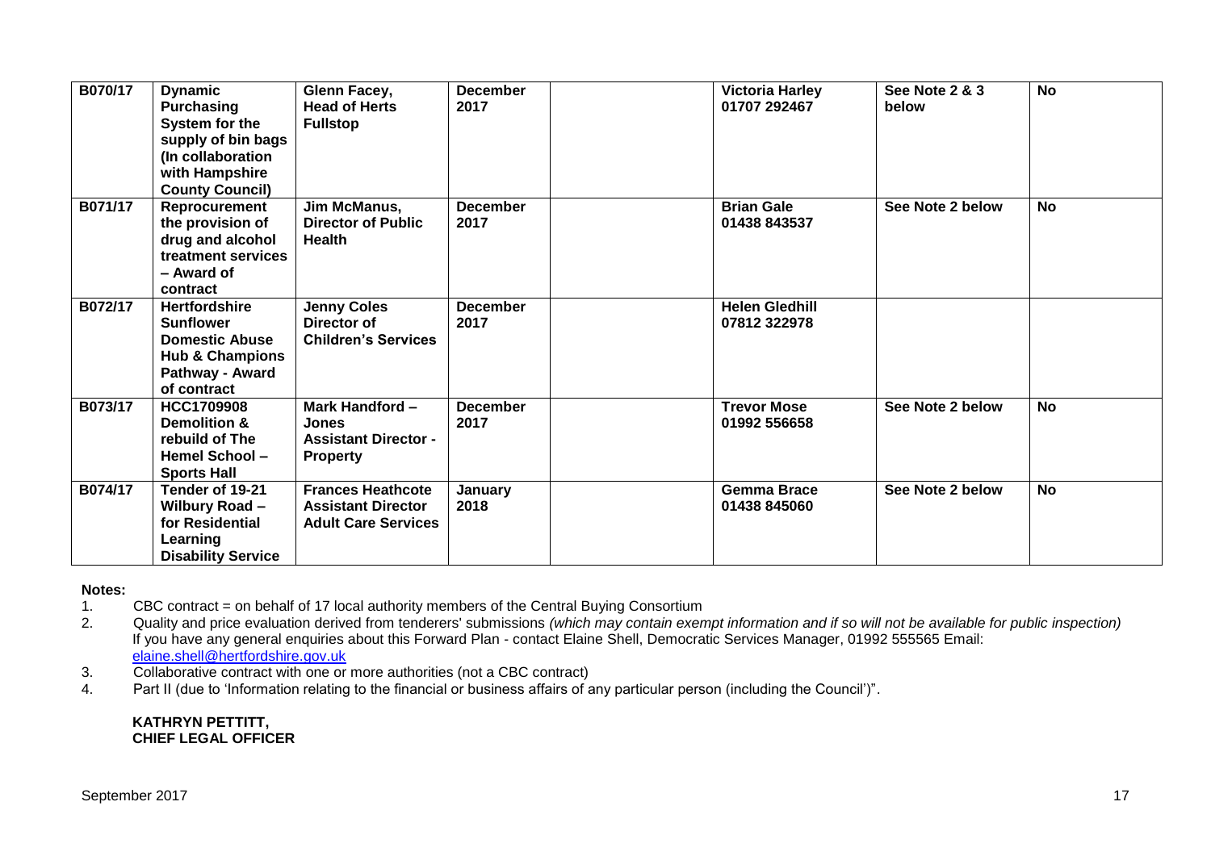| B070/17 | Dynamic Purchasing System for the supply of bin bags (In collaboration with Hampshire County Council) | Glenn Facey, Head of Herts Fullstop | December 2017 | | Victoria Harley 01707 292467 | See Note 2 & 3 below | No |
|---|---|---|---|---|---|---|---|
| B071/17 | Reprocurement the provision of drug and alcohol treatment services – Award of contract | Jim McManus, Director of Public Health | December 2017 | | Brian Gale 01438 843537 | See Note 2 below | No |
| B072/17 | Hertfordshire Sunflower Domestic Abuse Hub & Champions Pathway - Award of contract | Jenny Coles Director of Children's Services | December 2017 | | Helen Gledhill 07812 322978 | | |
| B073/17 | HCC1709908 Demolition & rebuild of The Hemel School – Sports Hall | Mark Handford – Jones Assistant Director - Property | December 2017 | | Trevor Mose 01992 556658 | See Note 2 below | No |
| B074/17 | Tender of 19-21 Wilbury Road – for Residential Learning Disability Service | Frances Heathcote Assistant Director Adult Care Services | January 2018 | | Gemma Brace 01438 845060 | See Note 2 below | No |

**Notes:**

1. CBC contract = on behalf of 17 local authority members of the Central Buying Consortium
2. Quality and price evaluation derived from tenderers' submissions *(which may contain exempt information and if so will not be available for public inspection)*
   If you have any general enquiries about this Forward Plan - contact Elaine Shell, Democratic Services Manager, 01992 555565 Email: elaine.shell@hertfordshire.gov.uk
3. Collaborative contract with one or more authorities (not a CBC contract)
4. Part II (due to 'Information relating to the financial or business affairs of any particular person (including the Council')".

**KATHRYN PETTITT,**
**CHIEF LEGAL OFFICER**

September 2017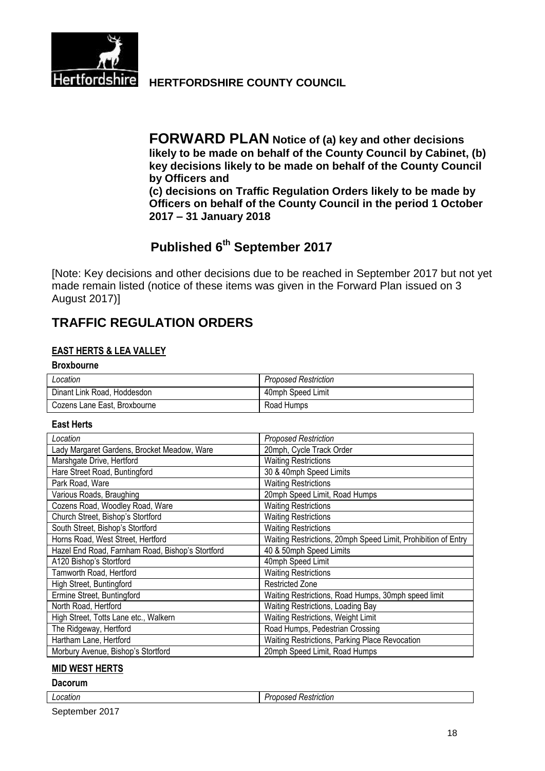**HERTFORDSHIRE COUNTY COUNCIL**

# FORWARD PLAN

**Notice of (a) key and other decisions likely to be made on behalf of the County Council by Cabinet, (b) key decisions likely to be made on behalf of the County Council by Officers and**
**(c) decisions on Traffic Regulation Orders likely to be made by Officers on behalf of the County Council in the period 1 October 2017 – 31 January 2018**

## Published 6th September 2017

[Note: Key decisions and other decisions due to be reached in September 2017 but not yet made remain listed (notice of these items was given in the Forward Plan issued on 3 August 2017)]

## TRAFFIC REGULATION ORDERS

### EAST HERTS & LEA VALLEY

#### Broxbourne

| *Location* | *Proposed Restriction* |
|---|---|
| Dinant Link Road, Hoddesdon | 40mph Speed Limit |
| Cozens Lane East, Broxbourne | Road Humps |

#### East Herts

| *Location* | *Proposed Restriction* |
|---|---|
| Lady Margaret Gardens, Brocket Meadow, Ware | 20mph, Cycle Track Order |
| Marshgate Drive, Hertford | Waiting Restrictions |
| Hare Street Road, Buntingford | 30 & 40mph Speed Limits |
| Park Road, Ware | Waiting Restrictions |
| Various Roads, Braughing | 20mph Speed Limit, Road Humps |
| Cozens Road, Woodley Road, Ware | Waiting Restrictions |
| Church Street, Bishop's Stortford | Waiting Restrictions |
| South Street, Bishop's Stortford | Waiting Restrictions |
| Horns Road, West Street, Hertford | Waiting Restrictions, 20mph Speed Limit, Prohibition of Entry |
| Hazel End Road, Farnham Road, Bishop's Stortford | 40 & 50mph Speed Limits |
| A120 Bishop's Stortford | 40mph Speed Limit |
| Tamworth Road, Hertford | Waiting Restrictions |
| High Street, Buntingford | Restricted Zone |
| Ermine Street, Buntingford | Waiting Restrictions, Road Humps, 30mph speed limit |
| North Road, Hertford | Waiting Restrictions, Loading Bay |
| High Street, Totts Lane etc., Walkern | Waiting Restrictions, Weight Limit |
| The Ridgeway, Hertford | Road Humps, Pedestrian Crossing |
| Hartham Lane, Hertford | Waiting Restrictions, Parking Place Revocation |
| Morbury Avenue, Bishop's Stortford | 20mph Speed Limit, Road Humps |

### MID WEST HERTS

#### Dacorum

| *Location* | *Proposed Restriction* |
|---|---|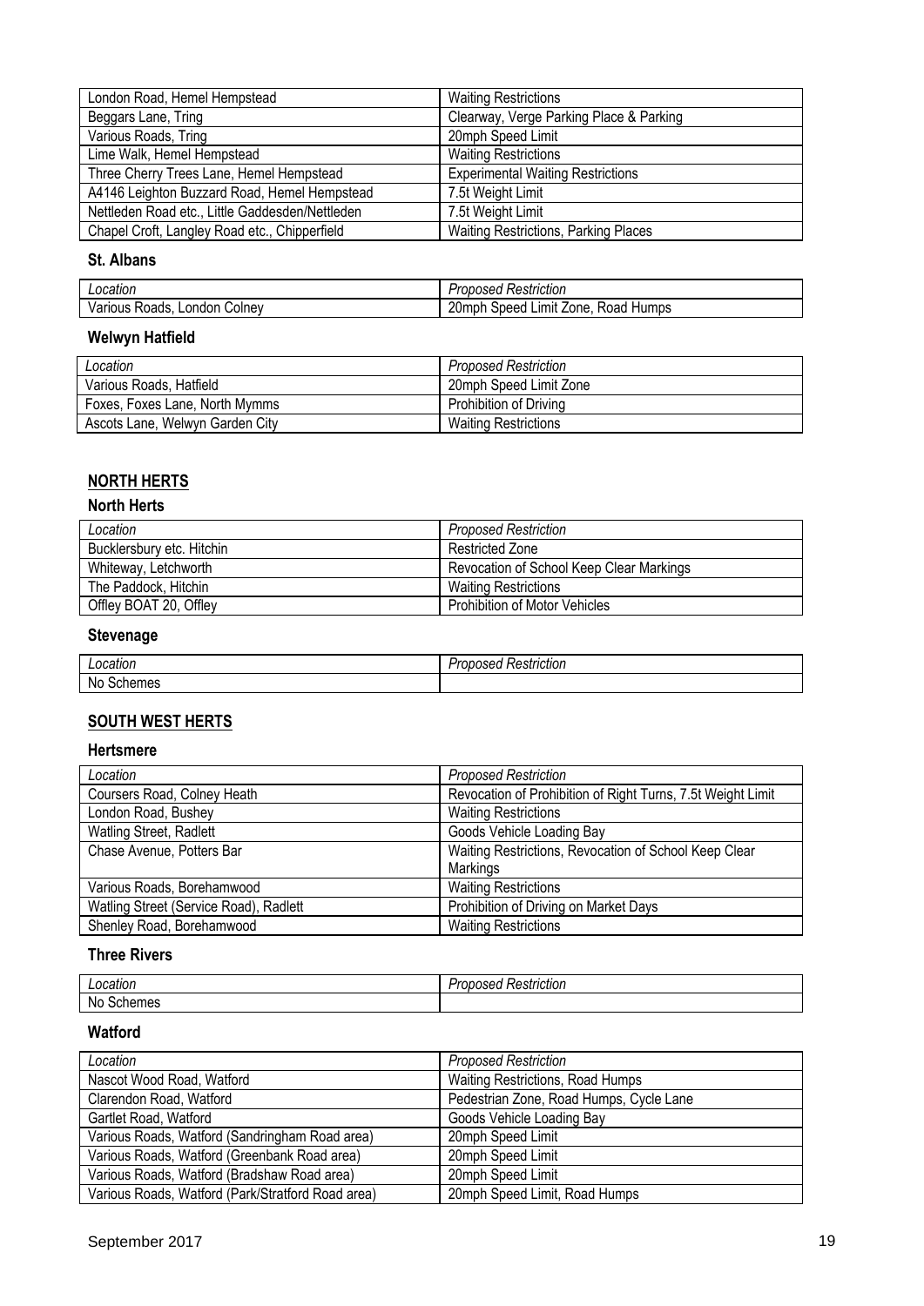| London Road, Hemel Hempstead | Waiting Restrictions |
| --- | --- |
| Beggars Lane, Tring | Clearway, Verge Parking Place & Parking |
| Various Roads, Tring | 20mph Speed Limit |
| Lime Walk, Hemel Hempstead | Waiting Restrictions |
| Three Cherry Trees Lane, Hemel Hempstead | Experimental Waiting Restrictions |
| A4146 Leighton Buzzard Road, Hemel Hempstead | 7.5t Weight Limit |
| Nettleden Road etc., Little Gaddesden/Nettleden | 7.5t Weight Limit |
| Chapel Croft, Langley Road etc., Chipperfield | Waiting Restrictions, Parking Places |

### St. Albans

| *Location* | *Proposed Restriction* |
| --- | --- |
| Various Roads, London Colney | 20mph Speed Limit Zone, Road Humps |

### Welwyn Hatfield

| *Location* | *Proposed Restriction* |
| --- | --- |
| Various Roads, Hatfield | 20mph Speed Limit Zone |
| Foxes, Foxes Lane, North Mymms | Prohibition of Driving |
| Ascots Lane, Welwyn Garden City | Waiting Restrictions |

## NORTH HERTS

### North Herts

| *Location* | *Proposed Restriction* |
| --- | --- |
| Bucklersbury etc. Hitchin | Restricted Zone |
| Whiteway, Letchworth | Revocation of School Keep Clear Markings |
| The Paddock, Hitchin | Waiting Restrictions |
| Offley BOAT 20, Offley | Prohibition of Motor Vehicles |

### Stevenage

| *Location* | *Proposed Restriction* |
| --- | --- |
| No Schemes | |

## SOUTH WEST HERTS

### Hertsmere

| *Location* | *Proposed Restriction* |
| --- | --- |
| Coursers Road, Colney Heath | Revocation of Prohibition of Right Turns, 7.5t Weight Limit |
| London Road, Bushey | Waiting Restrictions |
| Watling Street, Radlett | Goods Vehicle Loading Bay |
| Chase Avenue, Potters Bar | Waiting Restrictions, Revocation of School Keep Clear Markings |
| Various Roads, Borehamwood | Waiting Restrictions |
| Watling Street (Service Road), Radlett | Prohibition of Driving on Market Days |
| Shenley Road, Borehamwood | Waiting Restrictions |

### Three Rivers

| *Location* | *Proposed Restriction* |
| --- | --- |
| No Schemes | |

### Watford

| *Location* | *Proposed Restriction* |
| --- | --- |
| Nascot Wood Road, Watford | Waiting Restrictions, Road Humps |
| Clarendon Road, Watford | Pedestrian Zone, Road Humps, Cycle Lane |
| Gartlet Road, Watford | Goods Vehicle Loading Bay |
| Various Roads, Watford (Sandringham Road area) | 20mph Speed Limit |
| Various Roads, Watford (Greenbank Road area) | 20mph Speed Limit |
| Various Roads, Watford (Bradshaw Road area) | 20mph Speed Limit |
| Various Roads, Watford (Park/Stratford Road area) | 20mph Speed Limit, Road Humps |

September 2017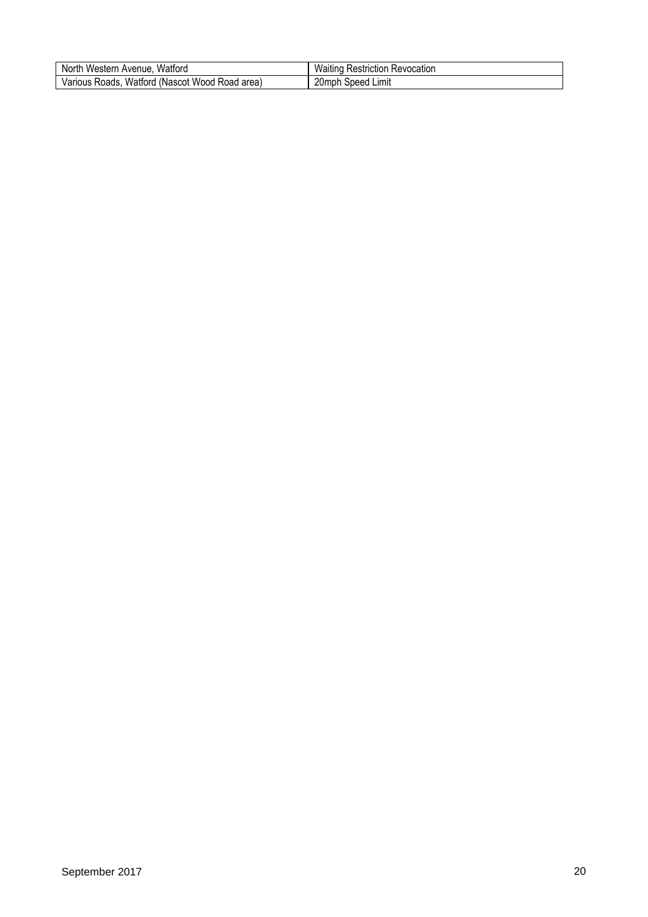| | |
|---|---|
| North Western Avenue, Watford | Waiting Restriction Revocation |
| Various Roads, Watford (Nascot Wood Road area) | 20mph Speed Limit |